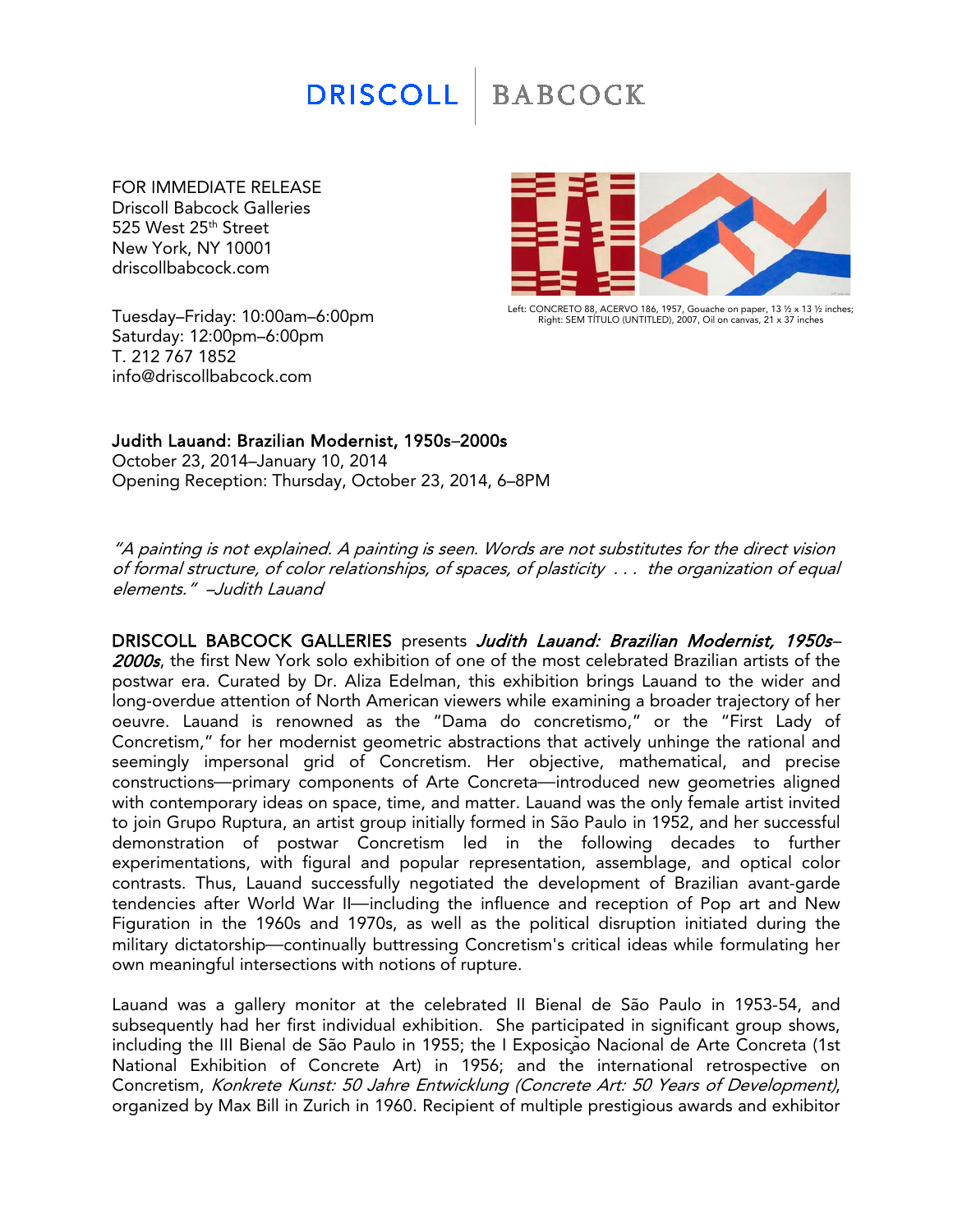DRISCOLL | BABCOCK

FOR IMMEDIATE RELEASE
Driscoll Babcock Galleries
525 West 25th Street
New York, NY 10001
driscollbabcock.com

Tuesday–Friday: 10:00am–6:00pm
Saturday: 12:00pm–6:00pm
T. 212 767 1852
info@driscollbabcock.com

Left: CONCRETO 88, ACERVO 186, 1957, Gouache on paper, 13 ½ x 13 ½ inches;
Right: SEM TÍTULO (UNTITLED), 2007, Oil on canvas, 21 x 37 inches

**Judith Lauand: Brazilian Modernist, 1950s–2000s**
October 23, 2014–January 10, 2014
Opening Reception: Thursday, October 23, 2014, 6–8PM

*"A painting is not explained. A painting is seen. Words are not substitutes for the direct vision of formal structure, of color relationships, of spaces, of plasticity . . . the organization of equal elements." –Judith Lauand*

**DRISCOLL BABCOCK GALLERIES** presents ***Judith Lauand: Brazilian Modernist, 1950s–2000s***, the first New York solo exhibition of one of the most celebrated Brazilian artists of the postwar era. Curated by Dr. Aliza Edelman, this exhibition brings Lauand to the wider and long-overdue attention of North American viewers while examining a broader trajectory of her oeuvre. Lauand is renowned as the "Dama do concretismo," or the "First Lady of Concretism," for her modernist geometric abstractions that actively unhinge the rational and seemingly impersonal grid of Concretism. Her objective, mathematical, and precise constructions—primary components of Arte Concreta—introduced new geometries aligned with contemporary ideas on space, time, and matter. Lauand was the only female artist invited to join Grupo Ruptura, an artist group initially formed in São Paulo in 1952, and her successful demonstration of postwar Concretism led in the following decades to further experimentations, with figural and popular representation, assemblage, and optical color contrasts. Thus, Lauand successfully negotiated the development of Brazilian avant-garde tendencies after World War II—including the influence and reception of Pop art and New Figuration in the 1960s and 1970s, as well as the political disruption initiated during the military dictatorship—continually buttressing Concretism's critical ideas while formulating her own meaningful intersections with notions of rupture.

Lauand was a gallery monitor at the celebrated II Bienal de São Paulo in 1953-54, and subsequently had her first individual exhibition. She participated in significant group shows, including the III Bienal de São Paulo in 1955; the I Exposição Nacional de Arte Concreta (1st National Exhibition of Concrete Art) in 1956; and the international retrospective on Concretism, *Konkrete Kunst: 50 Jahre Entwicklung (Concrete Art: 50 Years of Development)*, organized by Max Bill in Zurich in 1960. Recipient of multiple prestigious awards and exhibitor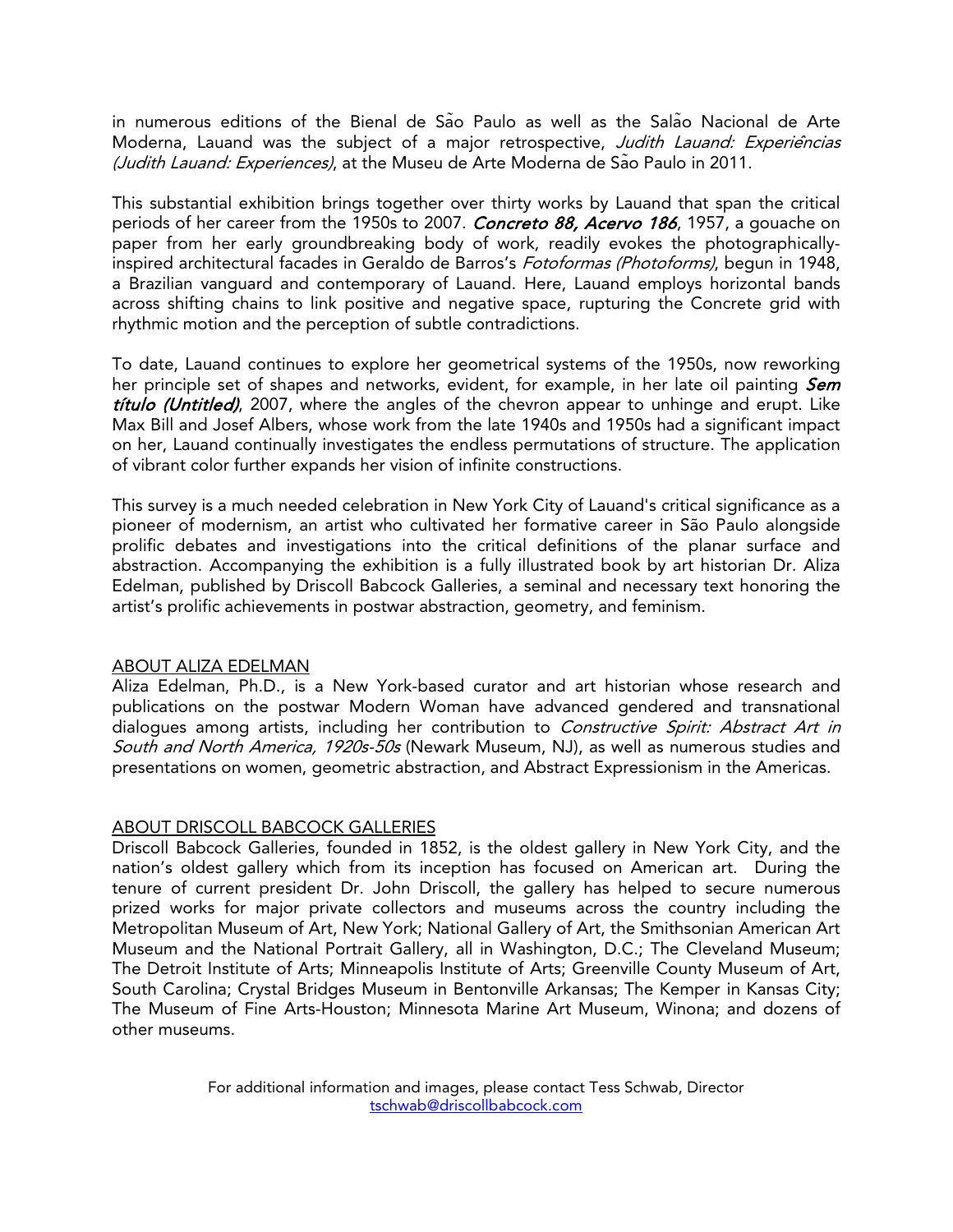in numerous editions of the Bienal de São Paulo as well as the Salão Nacional de Arte Moderna, Lauand was the subject of a major retrospective, *Judith Lauand: Experiências (Judith Lauand: Experiences)*, at the Museu de Arte Moderna de São Paulo in 2011.

This substantial exhibition brings together over thirty works by Lauand that span the critical periods of her career from the 1950s to 2007. ***Concreto 88, Acervo 186***, 1957, a gouache on paper from her early groundbreaking body of work, readily evokes the photographically-inspired architectural facades in Geraldo de Barros's *Fotoformas (Photoforms)*, begun in 1948, a Brazilian vanguard and contemporary of Lauand. Here, Lauand employs horizontal bands across shifting chains to link positive and negative space, rupturing the Concrete grid with rhythmic motion and the perception of subtle contradictions.

To date, Lauand continues to explore her geometrical systems of the 1950s, now reworking her principle set of shapes and networks, evident, for example, in her late oil painting ***Sem título (Untitled)***, 2007, where the angles of the chevron appear to unhinge and erupt. Like Max Bill and Josef Albers, whose work from the late 1940s and 1950s had a significant impact on her, Lauand continually investigates the endless permutations of structure. The application of vibrant color further expands her vision of infinite constructions.

This survey is a much needed celebration in New York City of Lauand's critical significance as a pioneer of modernism, an artist who cultivated her formative career in São Paulo alongside prolific debates and investigations into the critical definitions of the planar surface and abstraction. Accompanying the exhibition is a fully illustrated book by art historian Dr. Aliza Edelman, published by Driscoll Babcock Galleries, a seminal and necessary text honoring the artist's prolific achievements in postwar abstraction, geometry, and feminism.

## ABOUT ALIZA EDELMAN

Aliza Edelman, Ph.D., is a New York-based curator and art historian whose research and publications on the postwar Modern Woman have advanced gendered and transnational dialogues among artists, including her contribution to *Constructive Spirit: Abstract Art in South and North America, 1920s-50s* (Newark Museum, NJ), as well as numerous studies and presentations on women, geometric abstraction, and Abstract Expressionism in the Americas.

## ABOUT DRISCOLL BABCOCK GALLERIES

Driscoll Babcock Galleries, founded in 1852, is the oldest gallery in New York City, and the nation's oldest gallery which from its inception has focused on American art. During the tenure of current president Dr. John Driscoll, the gallery has helped to secure numerous prized works for major private collectors and museums across the country including the Metropolitan Museum of Art, New York; National Gallery of Art, the Smithsonian American Art Museum and the National Portrait Gallery, all in Washington, D.C.; The Cleveland Museum; The Detroit Institute of Arts; Minneapolis Institute of Arts; Greenville County Museum of Art, South Carolina; Crystal Bridges Museum in Bentonville Arkansas; The Kemper in Kansas City; The Museum of Fine Arts-Houston; Minnesota Marine Art Museum, Winona; and dozens of other museums.

For additional information and images, please contact Tess Schwab, Director
tschwab@driscollbabcock.com